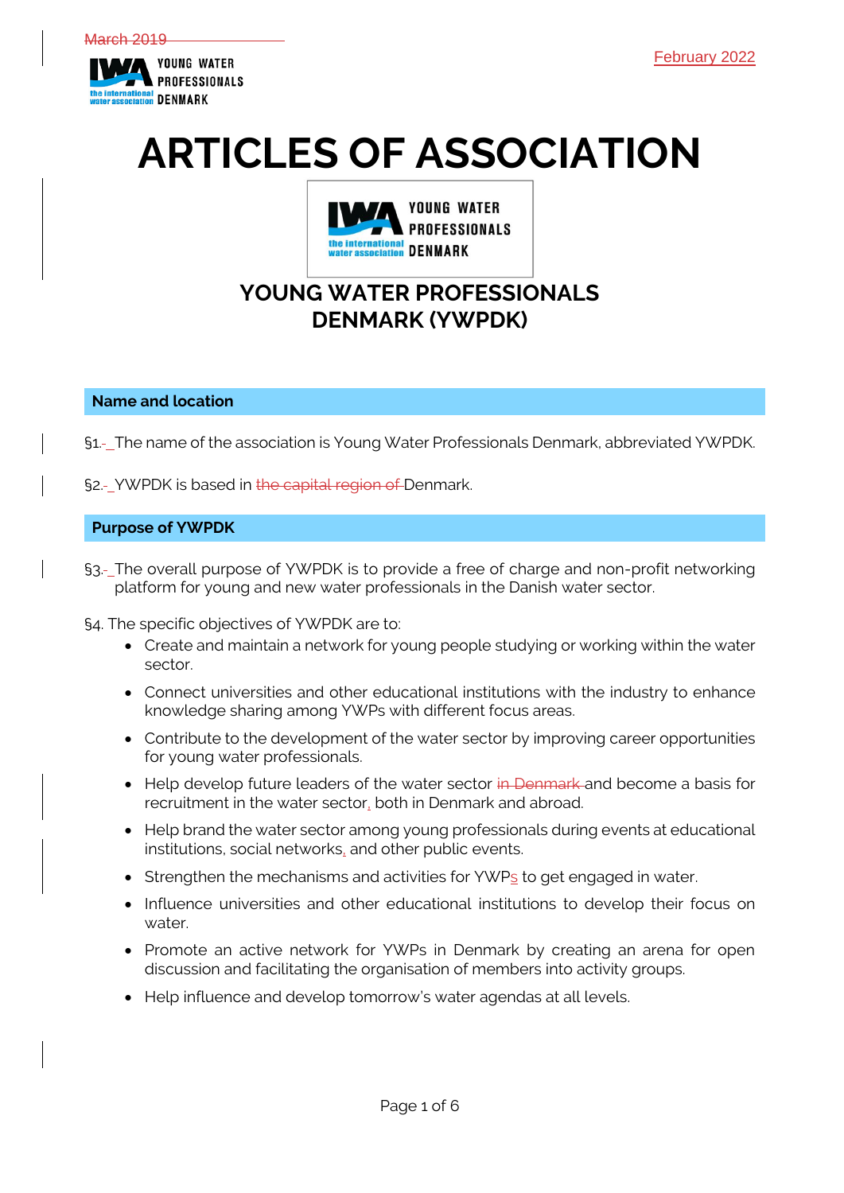March 2019

February 2022

# ARTICLES OF ASSOCIATION

## YOUNG WATER PROFESSIONALS DENMARK (YWPDK)

### Name and location

§1. The name of the association is Young Water Professionals Denmark, abbreviated YWPDK.

§2. YWPDK is based in ~~the capital region of~~ Denmark.

### Purpose of YWPDK

§3. The overall purpose of YWPDK is to provide a free of charge and non-profit networking platform for young and new water professionals in the Danish water sector.

§4. The specific objectives of YWPDK are to:

- Create and maintain a network for young people studying or working within the water sector.
- Connect universities and other educational institutions with the industry to enhance knowledge sharing among YWPs with different focus areas.
- Contribute to the development of the water sector by improving career opportunities for young water professionals.
- Help develop future leaders of the water sector ~~in Denmark~~ and become a basis for recruitment in the water sector, both in Denmark and abroad.
- Help brand the water sector among young professionals during events at educational institutions, social networks, and other public events.
- Strengthen the mechanisms and activities for YWPs to get engaged in water.
- Influence universities and other educational institutions to develop their focus on water.
- Promote an active network for YWPs in Denmark by creating an arena for open discussion and facilitating the organisation of members into activity groups.
- Help influence and develop tomorrow's water agendas at all levels.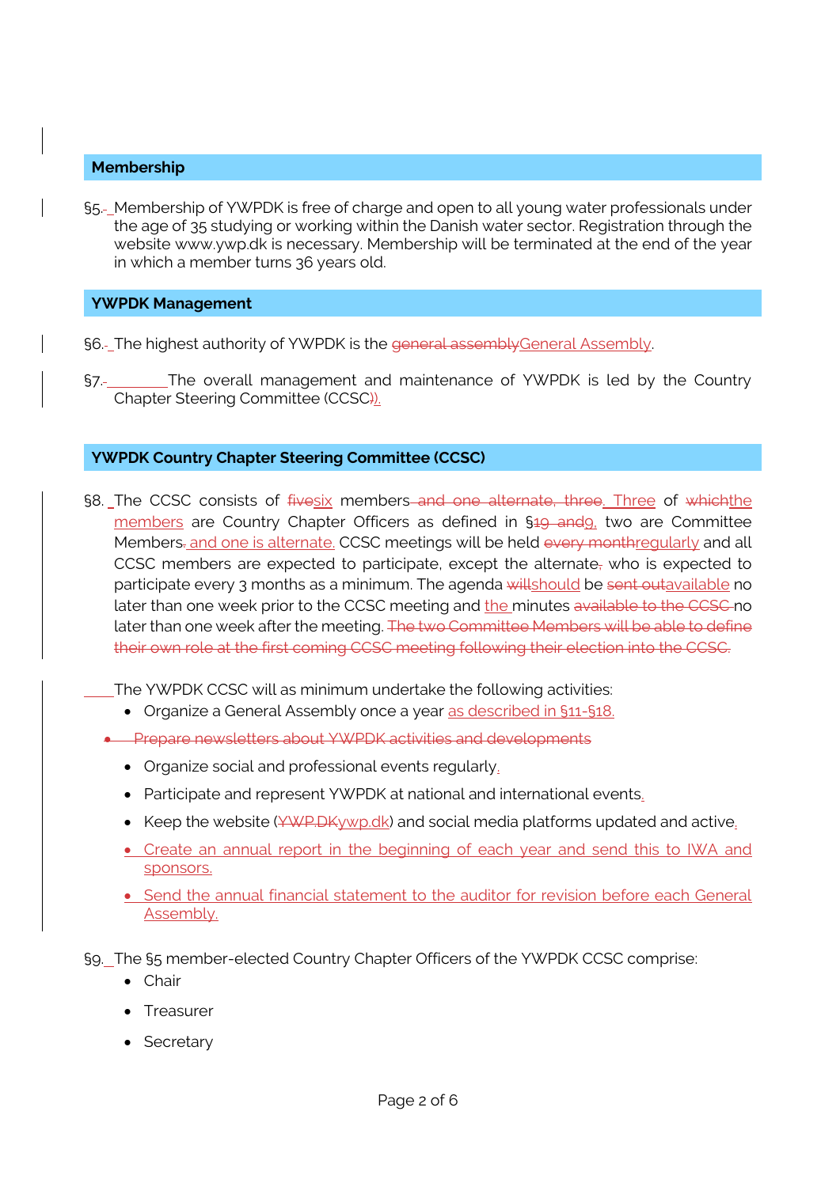## Membership

§5. Membership of YWPDK is free of charge and open to all young water professionals under the age of 35 studying or working within the Danish water sector. Registration through the website www.ywp.dk is necessary. Membership will be terminated at the end of the year in which a member turns 36 years old.

## YWPDK Management

§6. The highest authority of YWPDK is the ~~general assembly~~General Assembly.

§7. The overall management and maintenance of YWPDK is led by the Country Chapter Steering Committee (CCSC~~)~~).

## YWPDK Country Chapter Steering Committee (CCSC)

§8. The CCSC consists of ~~five~~six members~~ and one alternate, three~~. Three of ~~which~~the members are Country Chapter Officers as defined in §~~19 and~~9, two are Committee Members~~.~~ and one is alternate. CCSC meetings will be held ~~every month~~regularly and all CCSC members are expected to participate, except the alternate~~,~~ who is expected to participate every 3 months as a minimum. The agenda ~~will~~should be ~~sent out~~available no later than one week prior to the CCSC meeting and the minutes ~~available to the CCSC~~ no later than one week after the meeting. ~~The two Committee Members will be able to define their own role at the first coming CCSC meeting following their election into the CCSC.~~

The YWPDK CCSC will as minimum undertake the following activities:

- Organize a General Assembly once a year as described in §11-§18.
- ~~Prepare newsletters about YWPDK activities and developments~~
- Organize social and professional events regularly.
- Participate and represent YWPDK at national and international events.
- Keep the website (~~YWP.DK~~ywp.dk) and social media platforms updated and active.
- Create an annual report in the beginning of each year and send this to IWA and sponsors.
- Send the annual financial statement to the auditor for revision before each General Assembly.

§9. The §5 member-elected Country Chapter Officers of the YWPDK CCSC comprise:

- Chair
- Treasurer
- Secretary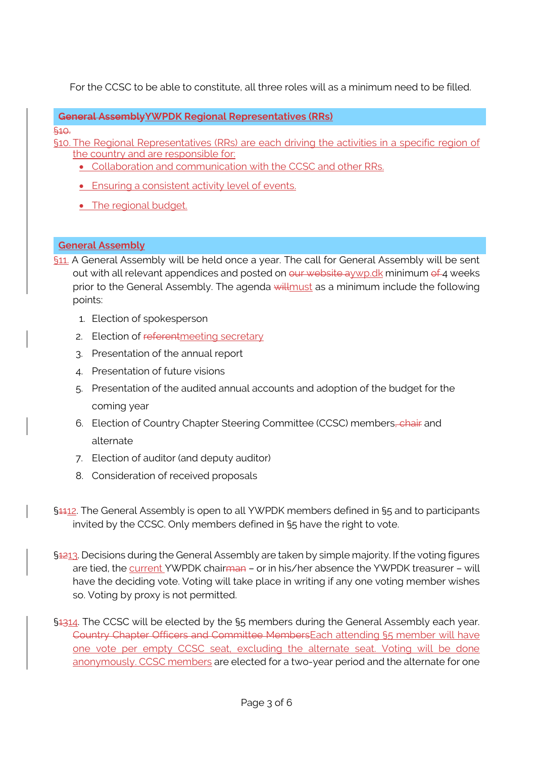For the CCSC to be able to constitute, all three roles will as a minimum need to be filled.

## ~~General Assembly~~YWPDK Regional Representatives (RRs)

~~§10.~~

§10. The Regional Representatives (RRs) are each driving the activities in a specific region of the country and are responsible for:

- Collaboration and communication with the CCSC and other RRs.
- Ensuring a consistent activity level of events.
- The regional budget.

## General Assembly

§11. A General Assembly will be held once a year. The call for General Assembly will be sent out with all relevant appendices and posted on ~~our website~~ aywp.dk minimum ~~of~~ 4 weeks prior to the General Assembly. The agenda ~~will~~must as a minimum include the following points:

1. Election of spokesperson
2. Election of ~~referent~~meeting secretary
3. Presentation of the annual report
4. Presentation of future visions
5. Presentation of the audited annual accounts and adoption of the budget for the coming year
6. Election of Country Chapter Steering Committee (CCSC) members~~, chair~~ and alternate
7. Election of auditor (and deputy auditor)
8. Consideration of received proposals

§~~11~~12. The General Assembly is open to all YWPDK members defined in §5 and to participants invited by the CCSC. Only members defined in §5 have the right to vote.

§~~12~~13. Decisions during the General Assembly are taken by simple majority. If the voting figures are tied, the current YWPDK chair~~man~~ – or in his/her absence the YWPDK treasurer – will have the deciding vote. Voting will take place in writing if any one voting member wishes so. Voting by proxy is not permitted.

§~~13~~14. The CCSC will be elected by the §5 members during the General Assembly each year. ~~Country Chapter Officers and Committee Members~~Each attending §5 member will have one vote per empty CCSC seat, excluding the alternate seat. Voting will be done anonymously. CCSC members are elected for a two-year period and the alternate for one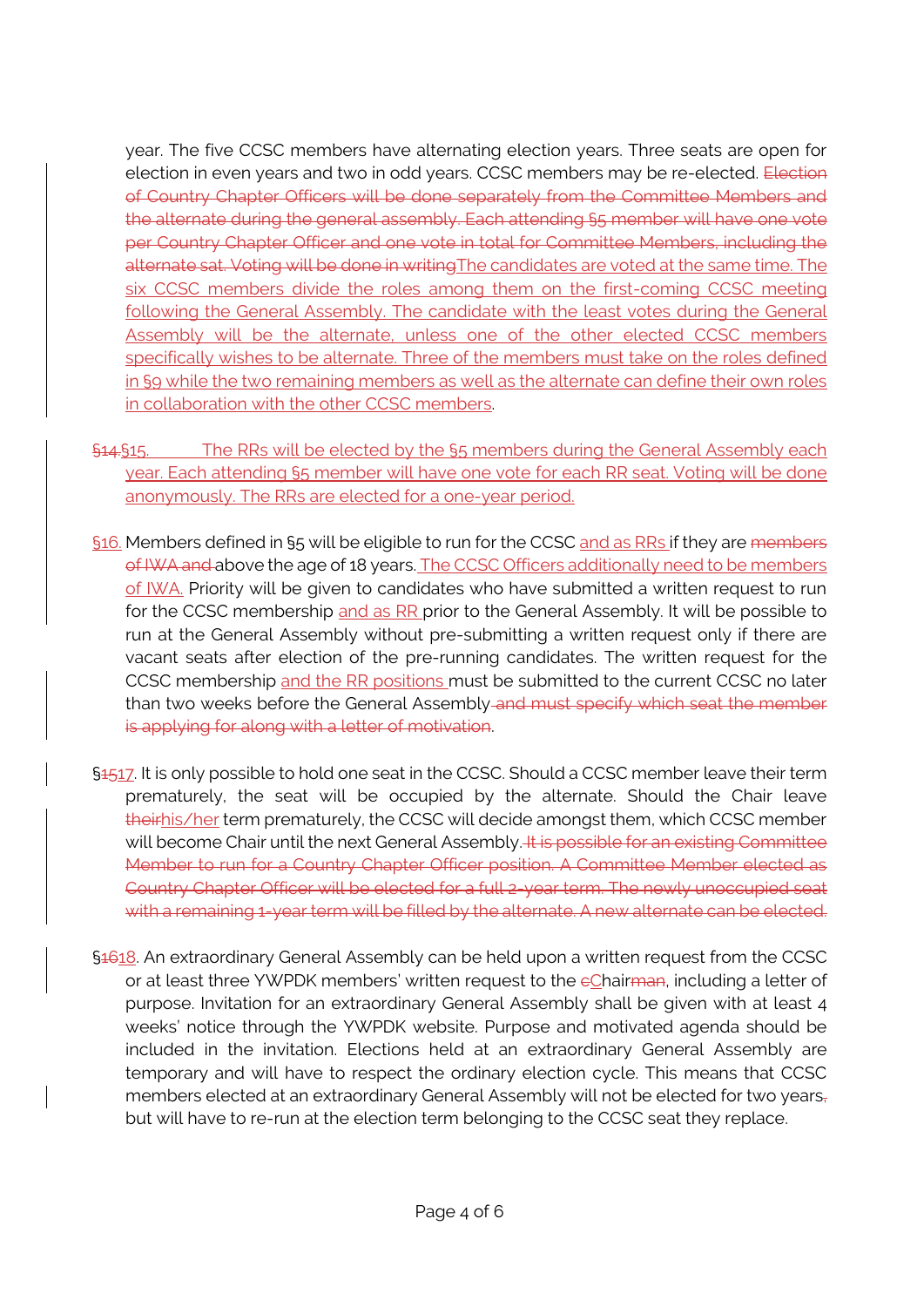year. The five CCSC members have alternating election years. Three seats are open for election in even years and two in odd years. CCSC members may be re-elected. ~~Election of Country Chapter Officers will be done separately from the Committee Members and the alternate during the general assembly. Each attending §5 member will have one vote per Country Chapter Officer and one vote in total for Committee Members, including the alternate sat. Voting will be done in writing~~The candidates are voted at the same time. The six CCSC members divide the roles among them on the first-coming CCSC meeting following the General Assembly. The candidate with the least votes during the General Assembly will be the alternate, unless one of the other elected CCSC members specifically wishes to be alternate. Three of the members must take on the roles defined in §9 while the two remaining members as well as the alternate can define their own roles in collaboration with the other CCSC members.

~~§14.~~§15. The RRs will be elected by the §5 members during the General Assembly each year. Each attending §5 member will have one vote for each RR seat. Voting will be done anonymously. The RRs are elected for a one-year period.

§16. Members defined in §5 will be eligible to run for the CCSC and as RRs if they are ~~members of IWA and~~ above the age of 18 years. The CCSC Officers additionally need to be members of IWA. Priority will be given to candidates who have submitted a written request to run for the CCSC membership and as RR prior to the General Assembly. It will be possible to run at the General Assembly without pre-submitting a written request only if there are vacant seats after election of the pre-running candidates. The written request for the CCSC membership and the RR positions must be submitted to the current CCSC no later than two weeks before the General Assembly ~~and must specify which seat the member is applying for along with a letter of motivation~~.

§~~15~~17. It is only possible to hold one seat in the CCSC. Should a CCSC member leave their term prematurely, the seat will be occupied by the alternate. Should the Chair leave ~~their~~his/her term prematurely, the CCSC will decide amongst them, which CCSC member will become Chair until the next General Assembly. ~~It is possible for an existing Committee Member to run for a Country Chapter Officer position. A Committee Member elected as Country Chapter Officer will be elected for a full 2-year term. The newly unoccupied seat with a remaining 1-year term will be filled by the alternate. A new alternate can be elected.~~

§~~16~~18. An extraordinary General Assembly can be held upon a written request from the CCSC or at least three YWPDK members' written request to the ~~c~~Chair~~man~~, including a letter of purpose. Invitation for an extraordinary General Assembly shall be given with at least 4 weeks' notice through the YWPDK website. Purpose and motivated agenda should be included in the invitation. Elections held at an extraordinary General Assembly are temporary and will have to respect the ordinary election cycle. This means that CCSC members elected at an extraordinary General Assembly will not be elected for two years~~,~~ but will have to re-run at the election term belonging to the CCSC seat they replace.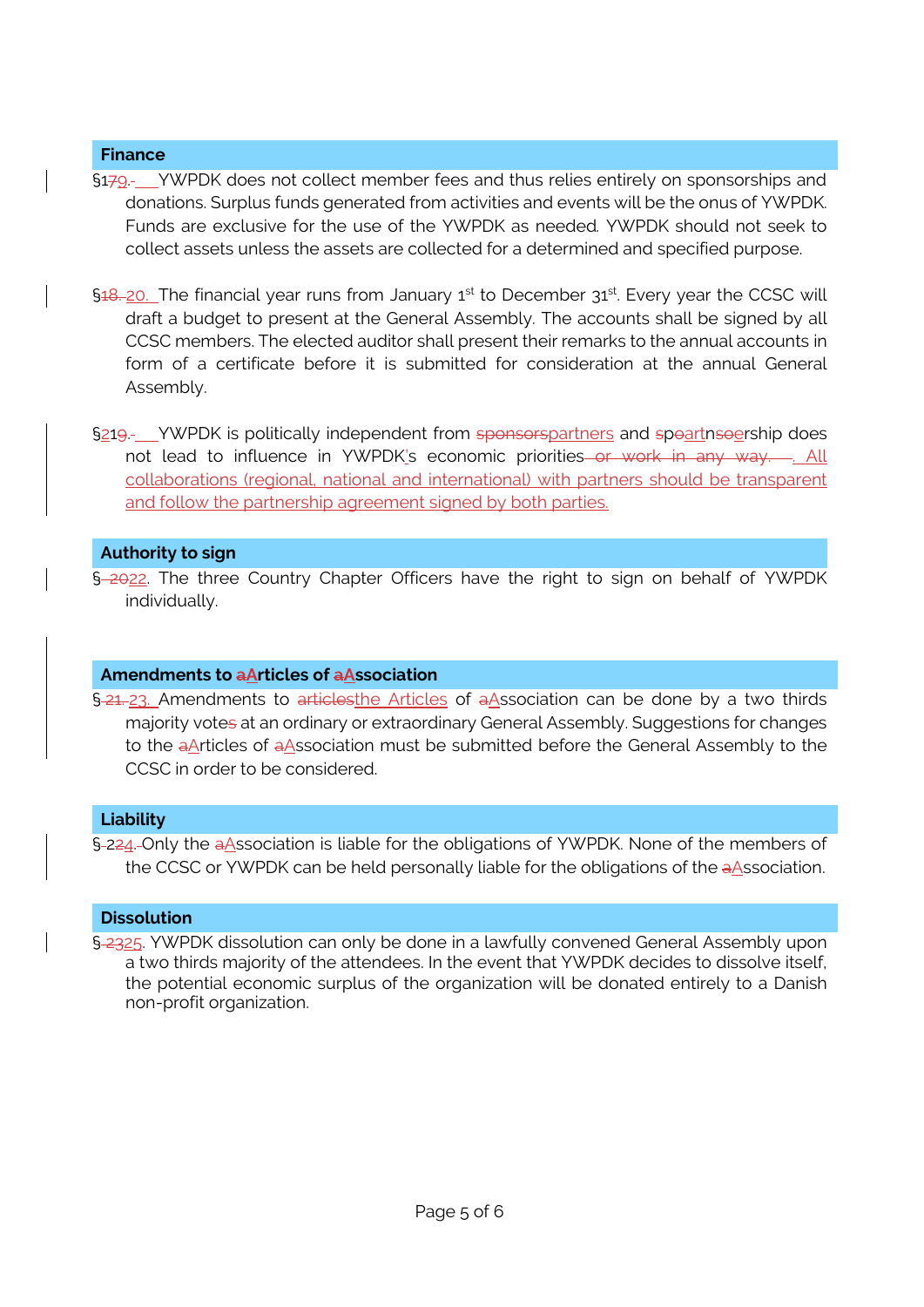## Finance

§1~~7~~9. YWPDK does not collect member fees and thus relies entirely on sponsorships and donations. Surplus funds generated from activities and events will be the onus of YWPDK. Funds are exclusive for the use of the YWPDK as needed. YWPDK should not seek to collect assets unless the assets are collected for a determined and specified purpose.

§~~18.~~ 20. The financial year runs from January 1st to December 31st. Every year the CCSC will draft a budget to present at the General Assembly. The accounts shall be signed by all CCSC members. The elected auditor shall present their remarks to the annual accounts in form of a certificate before it is submitted for consideration at the annual General Assembly.

§21~~9~~. YWPDK is politically independent from ~~sponsors~~partners and ~~sponsorship~~partnership does not lead to influence in YWPDK's economic priorities~~ or work in any way. ~~. All collaborations (regional, national and international) with partners should be transparent and follow the partnership agreement signed by both parties.

## Authority to sign

§ ~~20~~22. The three Country Chapter Officers have the right to sign on behalf of YWPDK individually.

## Amendments to ~~a~~Articles of ~~a~~Association

§ ~~21.~~ 23. Amendments to ~~articles~~the Articles of ~~a~~Association can be done by a two thirds majority vote~~s~~ at an ordinary or extraordinary General Assembly. Suggestions for changes to the ~~a~~Articles of ~~a~~Association must be submitted before the General Assembly to the CCSC in order to be considered.

## Liability

§ ~~22~~24. Only the ~~a~~Association is liable for the obligations of YWPDK. None of the members of the CCSC or YWPDK can be held personally liable for the obligations of the ~~a~~Association.

## Dissolution

§ ~~23~~25. YWPDK dissolution can only be done in a lawfully convened General Assembly upon a two thirds majority of the attendees. In the event that YWPDK decides to dissolve itself, the potential economic surplus of the organization will be donated entirely to a Danish non-profit organization.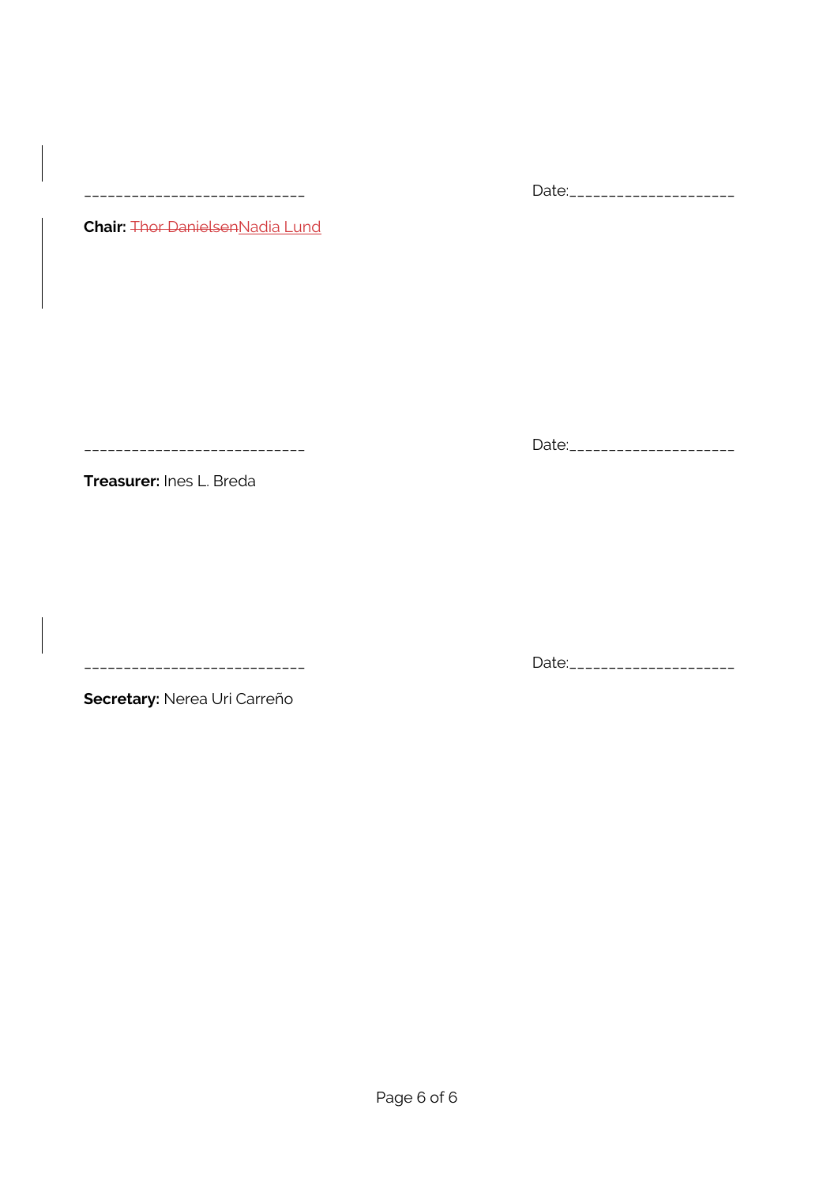\_\_\_\_\_\_\_\_\_\_\_\_\_\_\_\_\_\_\_\_\_\_\_\_\_\_\_\_ Date:\_\_\_\_\_\_\_\_\_\_\_\_\_\_\_\_\_\_\_\_\_\_

**Chair:** ~~Thor Danielsen~~Nadia Lund

\_\_\_\_\_\_\_\_\_\_\_\_\_\_\_\_\_\_\_\_\_\_\_\_\_\_\_\_ Date:\_\_\_\_\_\_\_\_\_\_\_\_\_\_\_\_\_\_\_\_\_\_

**Treasurer:** Ines L. Breda

\_\_\_\_\_\_\_\_\_\_\_\_\_\_\_\_\_\_\_\_\_\_\_\_\_\_\_\_ Date:\_\_\_\_\_\_\_\_\_\_\_\_\_\_\_\_\_\_\_\_\_\_

**Secretary:** Nerea Uri Carreño